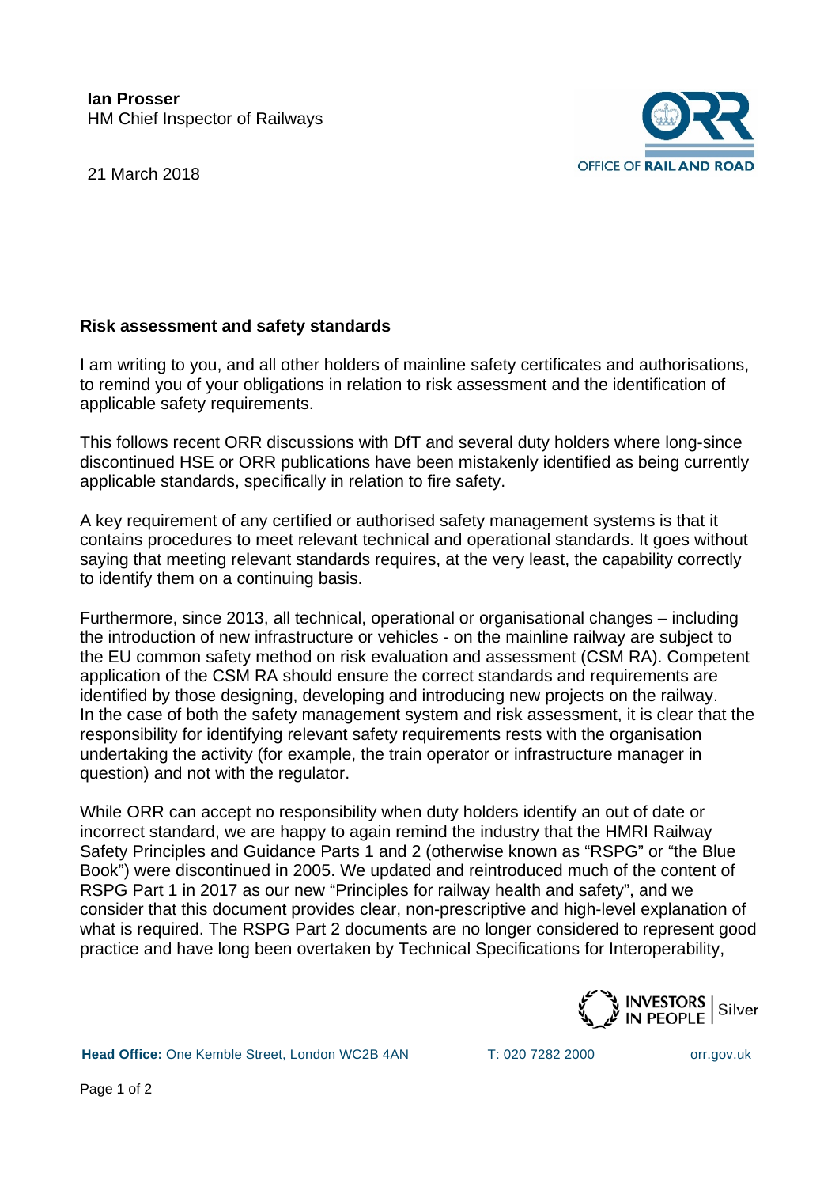**Ian Prosser**
HM Chief Inspector of Railways

21 March 2018

**Risk assessment and safety standards**

I am writing to you, and all other holders of mainline safety certificates and authorisations, to remind you of your obligations in relation to risk assessment and the identification of applicable safety requirements.

This follows recent ORR discussions with DfT and several duty holders where long-since discontinued HSE or ORR publications have been mistakenly identified as being currently applicable standards, specifically in relation to fire safety.

A key requirement of any certified or authorised safety management systems is that it contains procedures to meet relevant technical and operational standards. It goes without saying that meeting relevant standards requires, at the very least, the capability correctly to identify them on a continuing basis.

Furthermore, since 2013, all technical, operational or organisational changes – including the introduction of new infrastructure or vehicles - on the mainline railway are subject to the EU common safety method on risk evaluation and assessment (CSM RA). Competent application of the CSM RA should ensure the correct standards and requirements are identified by those designing, developing and introducing new projects on the railway. In the case of both the safety management system and risk assessment, it is clear that the responsibility for identifying relevant safety requirements rests with the organisation undertaking the activity (for example, the train operator or infrastructure manager in question) and not with the regulator.

While ORR can accept no responsibility when duty holders identify an out of date or incorrect standard, we are happy to again remind the industry that the HMRI Railway Safety Principles and Guidance Parts 1 and 2 (otherwise known as "RSPG" or "the Blue Book") were discontinued in 2005. We updated and reintroduced much of the content of RSPG Part 1 in 2017 as our new "Principles for railway health and safety", and we consider that this document provides clear, non-prescriptive and high-level explanation of what is required. The RSPG Part 2 documents are no longer considered to represent good practice and have long been overtaken by Technical Specifications for Interoperability,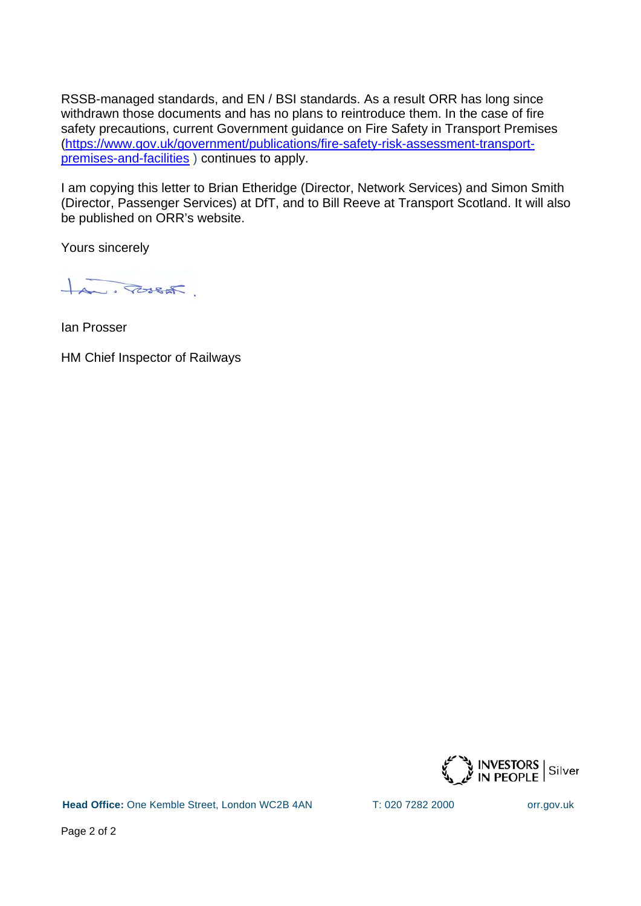RSSB-managed standards, and EN / BSI standards. As a result ORR has long since withdrawn those documents and has no plans to reintroduce them. In the case of fire safety precautions, current Government guidance on Fire Safety in Transport Premises (https://www.gov.uk/government/publications/fire-safety-risk-assessment-transport-premises-and-facilities ) continues to apply.

I am copying this letter to Brian Etheridge (Director, Network Services) and Simon Smith (Director, Passenger Services) at DfT, and to Bill Reeve at Transport Scotland. It will also be published on ORR's website.

Yours sincerely

Ian Prosser

HM Chief Inspector of Railways

**Head Office:** One Kemble Street, London WC2B 4AN T: 020 7282 2000 orr.gov.uk